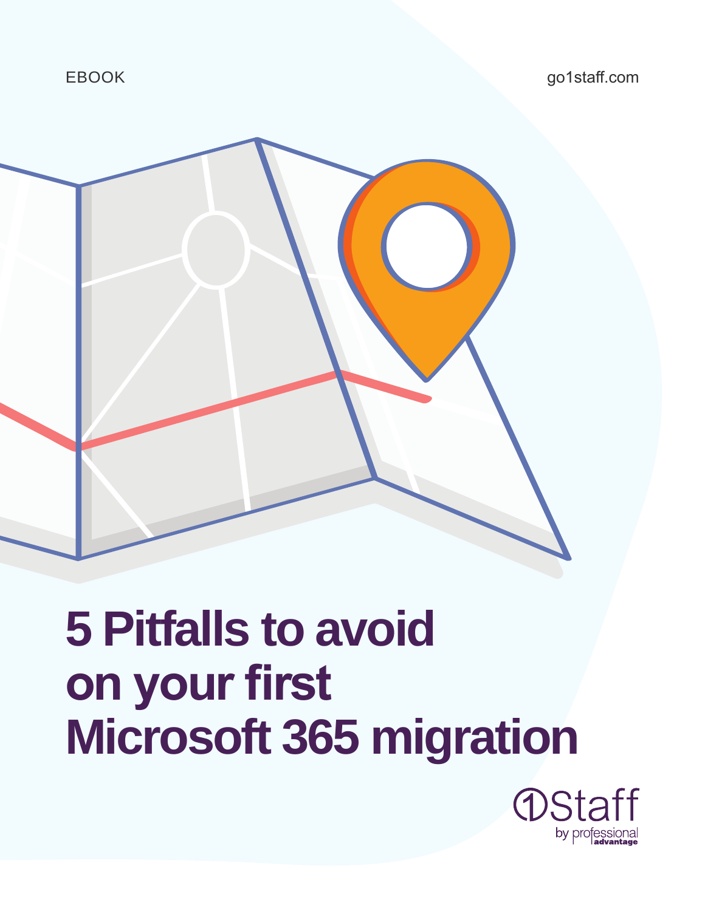EBOOK

go1staff.com

# 5 Pitfalls to avoid on your first Microsoft 365 migration

1Staff by professional advantage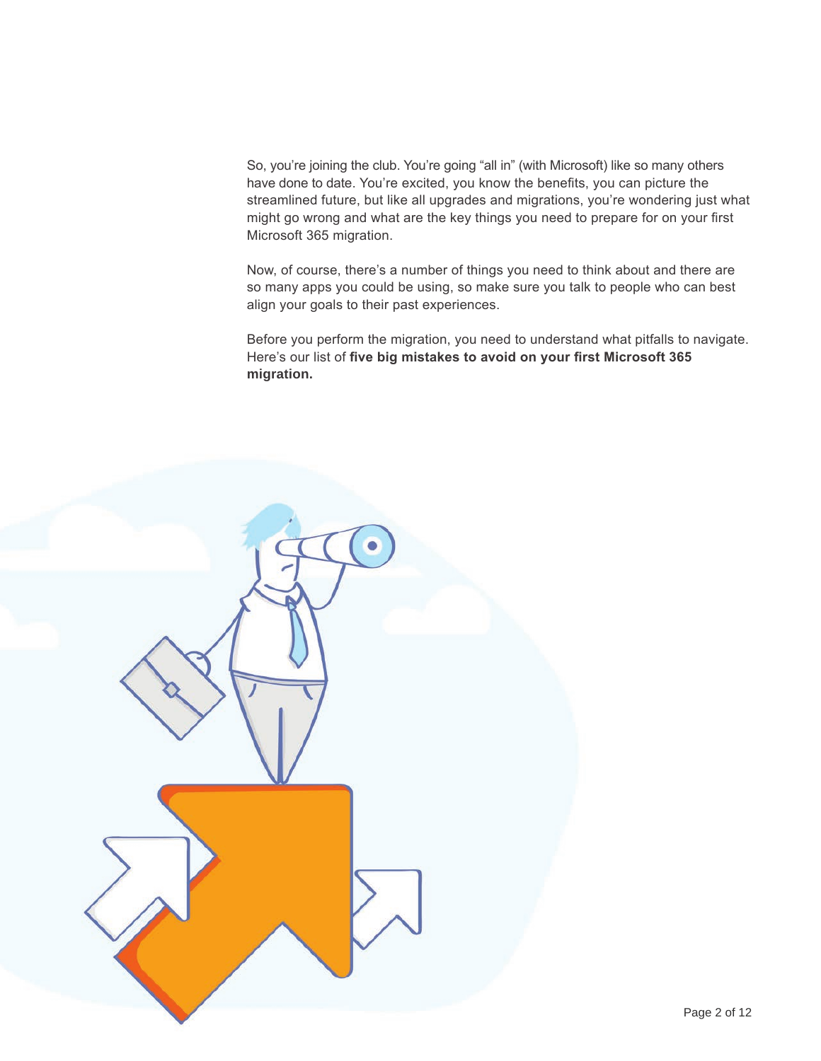So, you're joining the club. You're going "all in" (with Microsoft) like so many others have done to date. You're excited, you know the benefits, you can picture the streamlined future, but like all upgrades and migrations, you're wondering just what might go wrong and what are the key things you need to prepare for on your first Microsoft 365 migration.

Now, of course, there's a number of things you need to think about and there are so many apps you could be using, so make sure you talk to people who can best align your goals to their past experiences.

Before you perform the migration, you need to understand what pitfalls to navigate. Here's our list of **five big mistakes to avoid on your first Microsoft 365 migration.**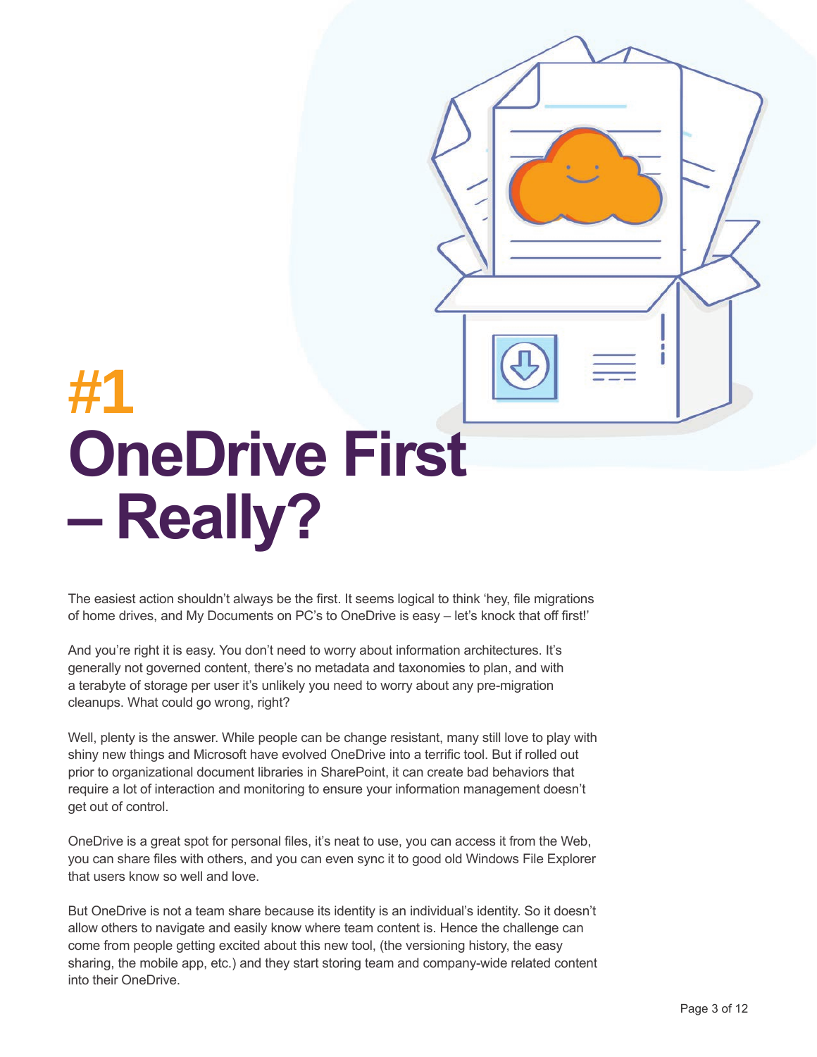# #1 OneDrive First – Really?

The easiest action shouldn't always be the first. It seems logical to think 'hey, file migrations of home drives, and My Documents on PC's to OneDrive is easy – let's knock that off first!'

And you're right it is easy. You don't need to worry about information architectures. It's generally not governed content, there's no metadata and taxonomies to plan, and with a terabyte of storage per user it's unlikely you need to worry about any pre-migration cleanups. What could go wrong, right?

Well, plenty is the answer. While people can be change resistant, many still love to play with shiny new things and Microsoft have evolved OneDrive into a terrific tool. But if rolled out prior to organizational document libraries in SharePoint, it can create bad behaviors that require a lot of interaction and monitoring to ensure your information management doesn't get out of control.

OneDrive is a great spot for personal files, it's neat to use, you can access it from the Web, you can share files with others, and you can even sync it to good old Windows File Explorer that users know so well and love.

But OneDrive is not a team share because its identity is an individual's identity. So it doesn't allow others to navigate and easily know where team content is. Hence the challenge can come from people getting excited about this new tool, (the versioning history, the easy sharing, the mobile app, etc.) and they start storing team and company-wide related content into their OneDrive.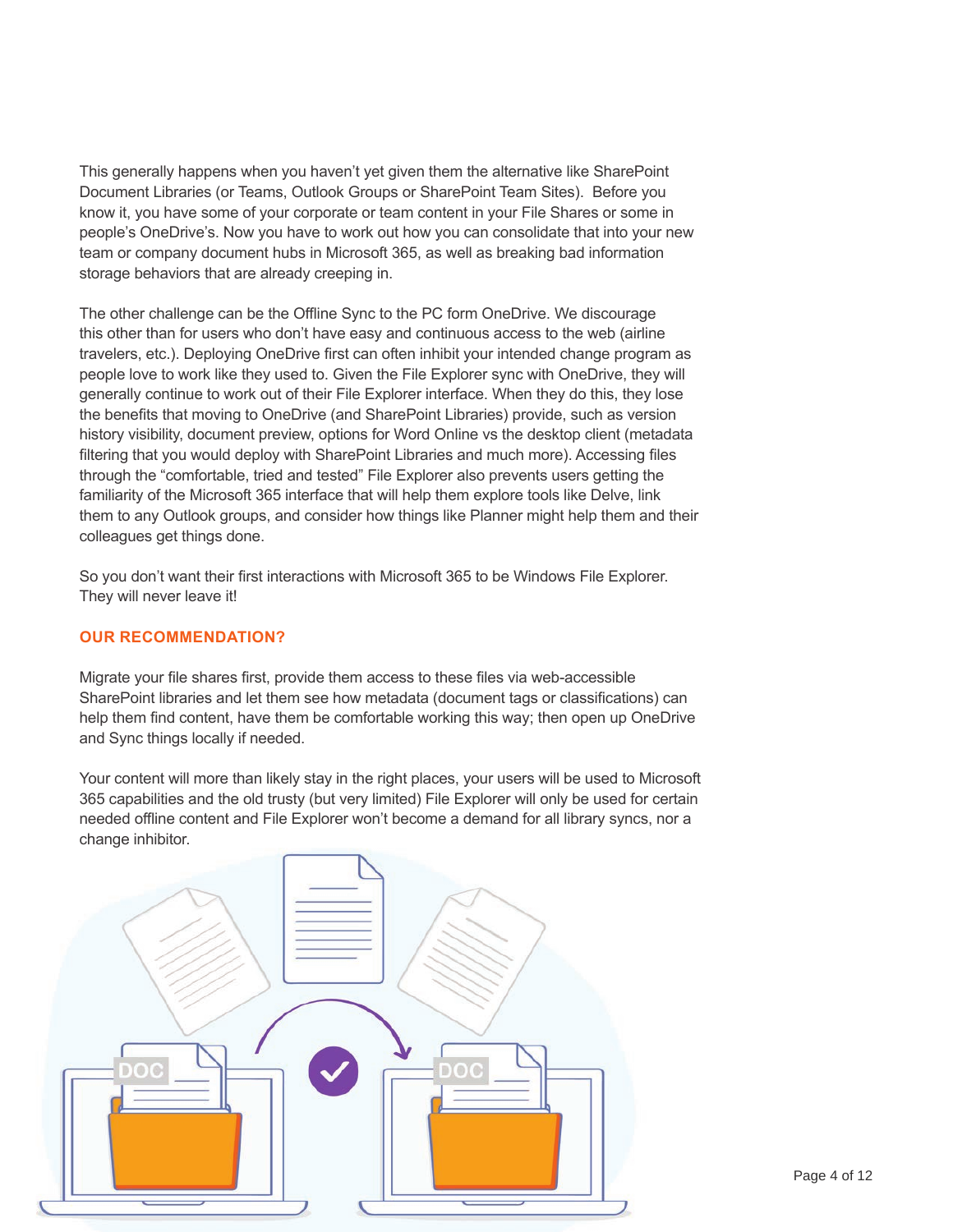This generally happens when you haven't yet given them the alternative like SharePoint Document Libraries (or Teams, Outlook Groups or SharePoint Team Sites). Before you know it, you have some of your corporate or team content in your File Shares or some in people's OneDrive's. Now you have to work out how you can consolidate that into your new team or company document hubs in Microsoft 365, as well as breaking bad information storage behaviors that are already creeping in.

The other challenge can be the Offline Sync to the PC form OneDrive. We discourage this other than for users who don't have easy and continuous access to the web (airline travelers, etc.). Deploying OneDrive first can often inhibit your intended change program as people love to work like they used to. Given the File Explorer sync with OneDrive, they will generally continue to work out of their File Explorer interface. When they do this, they lose the benefits that moving to OneDrive (and SharePoint Libraries) provide, such as version history visibility, document preview, options for Word Online vs the desktop client (metadata filtering that you would deploy with SharePoint Libraries and much more). Accessing files through the "comfortable, tried and tested" File Explorer also prevents users getting the familiarity of the Microsoft 365 interface that will help them explore tools like Delve, link them to any Outlook groups, and consider how things like Planner might help them and their colleagues get things done.

So you don't want their first interactions with Microsoft 365 to be Windows File Explorer. They will never leave it!

### OUR RECOMMENDATION?

Migrate your file shares first, provide them access to these files via web-accessible SharePoint libraries and let them see how metadata (document tags or classifications) can help them find content, have them be comfortable working this way; then open up OneDrive and Sync things locally if needed.

Your content will more than likely stay in the right places, your users will be used to Microsoft 365 capabilities and the old trusty (but very limited) File Explorer will only be used for certain needed offline content and File Explorer won't become a demand for all library syncs, nor a change inhibitor.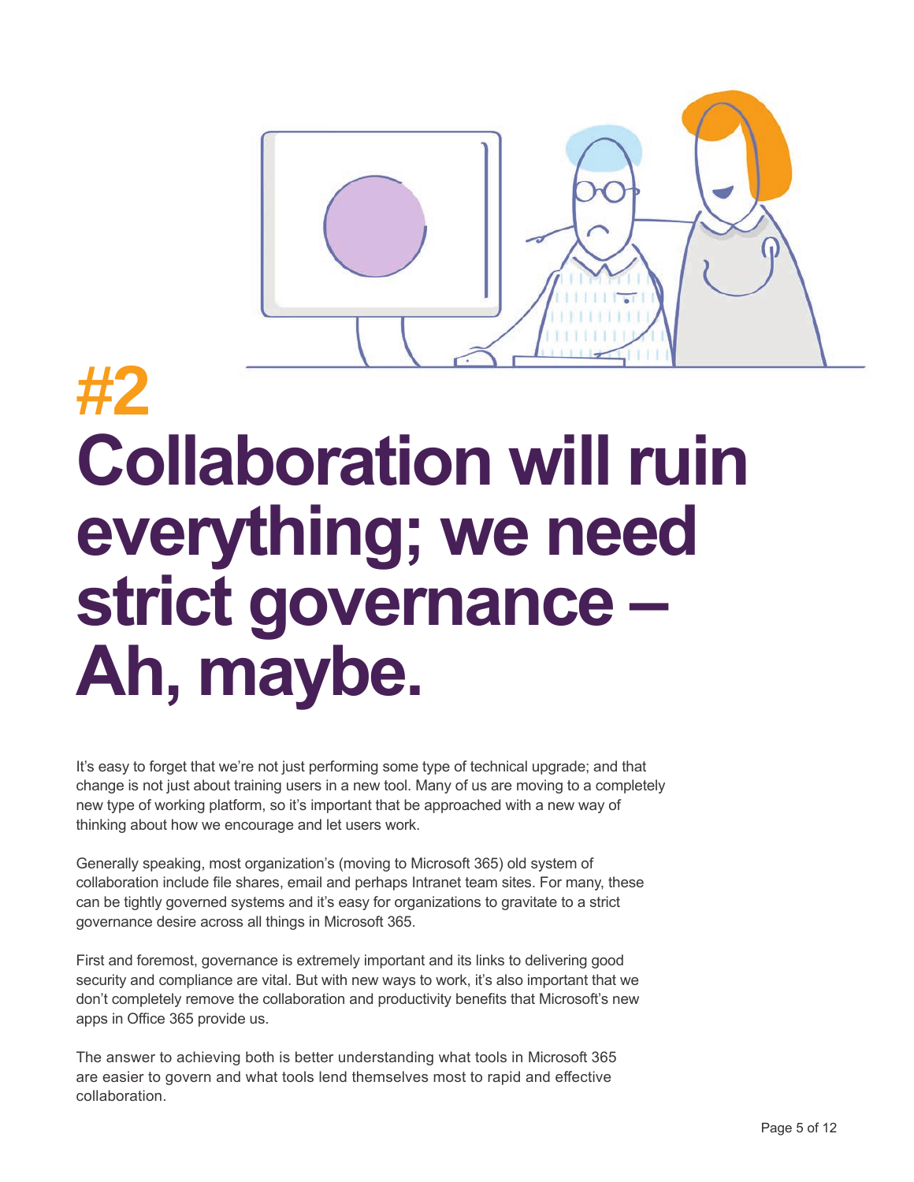# #2 Collaboration will ruin everything; we need strict governance – Ah, maybe.

It's easy to forget that we're not just performing some type of technical upgrade; and that change is not just about training users in a new tool. Many of us are moving to a completely new type of working platform, so it's important that be approached with a new way of thinking about how we encourage and let users work.

Generally speaking, most organization's (moving to Microsoft 365) old system of collaboration include file shares, email and perhaps Intranet team sites. For many, these can be tightly governed systems and it's easy for organizations to gravitate to a strict governance desire across all things in Microsoft 365.

First and foremost, governance is extremely important and its links to delivering good security and compliance are vital. But with new ways to work, it's also important that we don't completely remove the collaboration and productivity benefits that Microsoft's new apps in Office 365 provide us.

The answer to achieving both is better understanding what tools in Microsoft 365 are easier to govern and what tools lend themselves most to rapid and effective collaboration.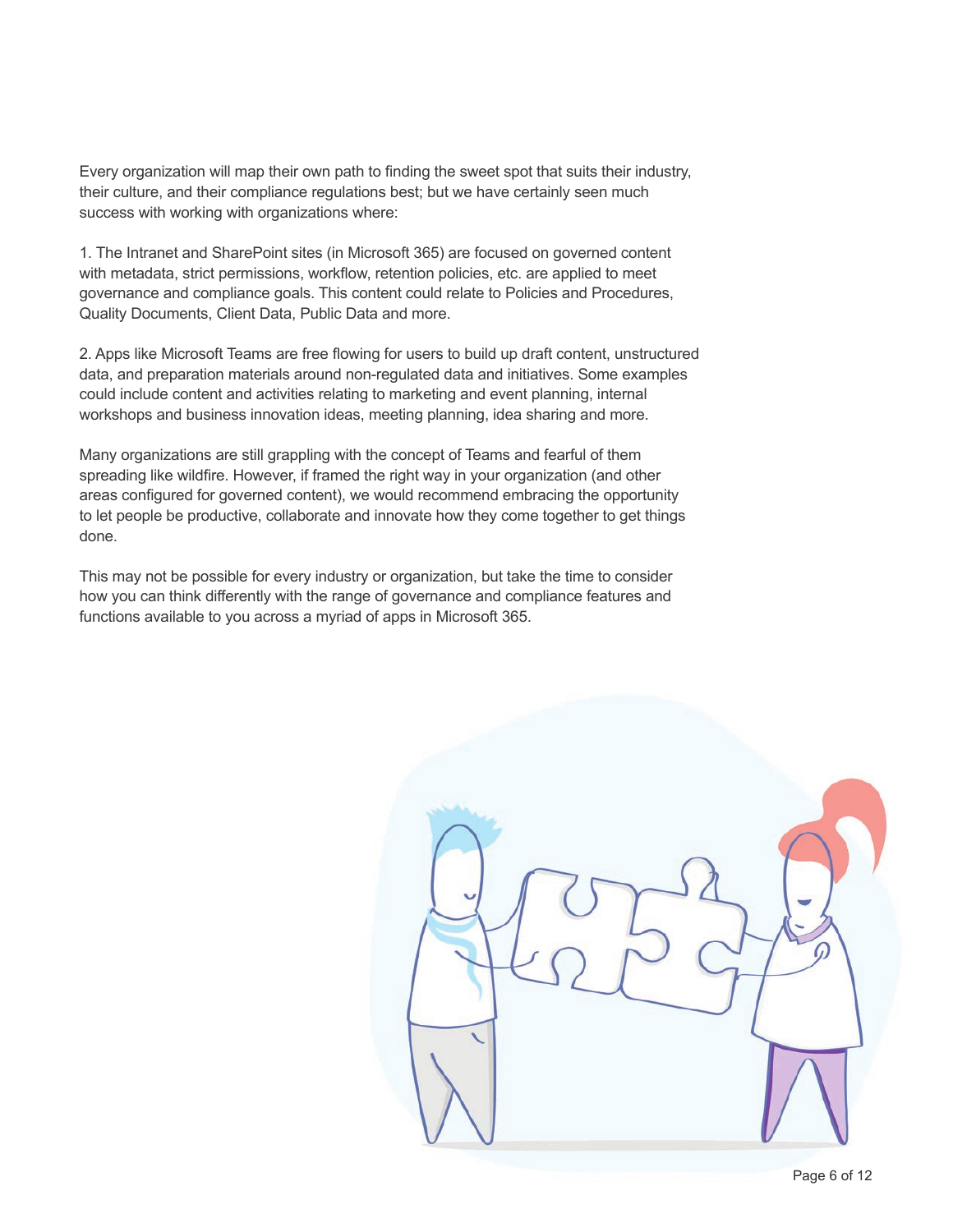Every organization will map their own path to finding the sweet spot that suits their industry, their culture, and their compliance regulations best; but we have certainly seen much success with working with organizations where:

1. The Intranet and SharePoint sites (in Microsoft 365) are focused on governed content with metadata, strict permissions, workflow, retention policies, etc. are applied to meet governance and compliance goals. This content could relate to Policies and Procedures, Quality Documents, Client Data, Public Data and more.

2. Apps like Microsoft Teams are free flowing for users to build up draft content, unstructured data, and preparation materials around non-regulated data and initiatives. Some examples could include content and activities relating to marketing and event planning, internal workshops and business innovation ideas, meeting planning, idea sharing and more.

Many organizations are still grappling with the concept of Teams and fearful of them spreading like wildfire. However, if framed the right way in your organization (and other areas configured for governed content), we would recommend embracing the opportunity to let people be productive, collaborate and innovate how they come together to get things done.

This may not be possible for every industry or organization, but take the time to consider how you can think differently with the range of governance and compliance features and functions available to you across a myriad of apps in Microsoft 365.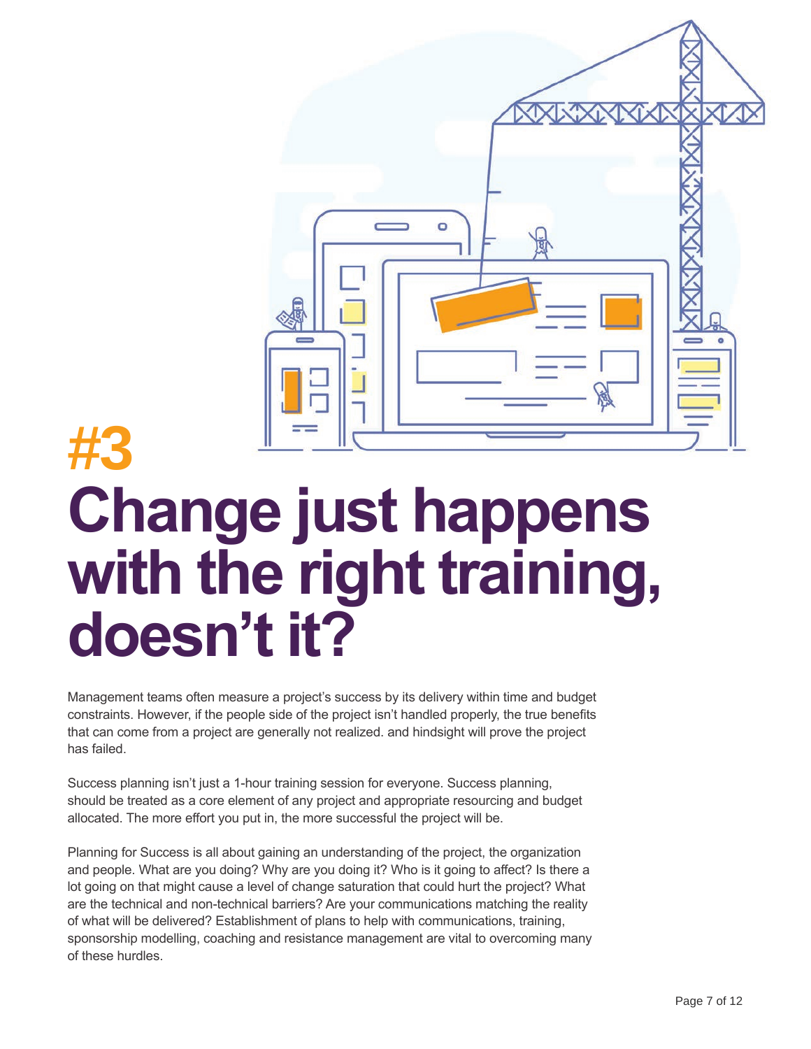# #3
# Change just happens with the right training, doesn't it?

Management teams often measure a project's success by its delivery within time and budget constraints. However, if the people side of the project isn't handled properly, the true benefits that can come from a project are generally not realized. and hindsight will prove the project has failed.

Success planning isn't just a 1-hour training session for everyone. Success planning, should be treated as a core element of any project and appropriate resourcing and budget allocated. The more effort you put in, the more successful the project will be.

Planning for Success is all about gaining an understanding of the project, the organization and people. What are you doing? Why are you doing it? Who is it going to affect? Is there a lot going on that might cause a level of change saturation that could hurt the project? What are the technical and non-technical barriers? Are your communications matching the reality of what will be delivered? Establishment of plans to help with communications, training, sponsorship modelling, coaching and resistance management are vital to overcoming many of these hurdles.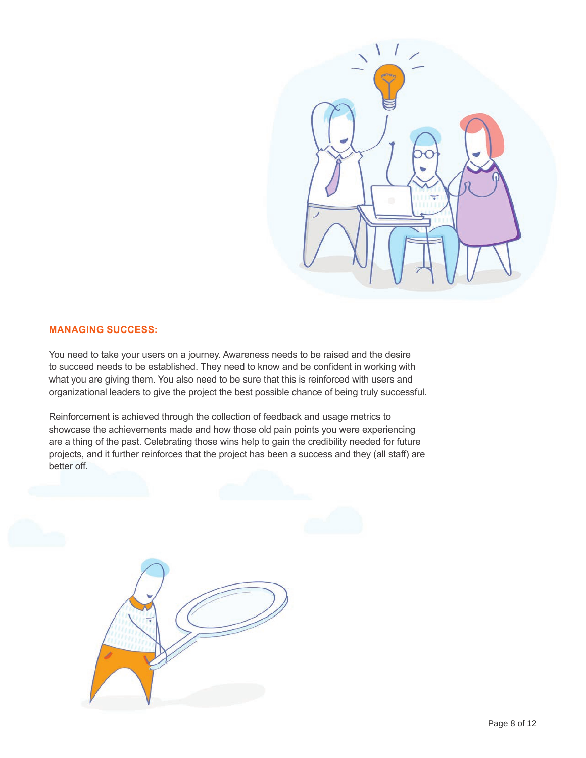## MANAGING SUCCESS:

You need to take your users on a journey. Awareness needs to be raised and the desire to succeed needs to be established. They need to know and be confident in working with what you are giving them. You also need to be sure that this is reinforced with users and organizational leaders to give the project the best possible chance of being truly successful.

Reinforcement is achieved through the collection of feedback and usage metrics to showcase the achievements made and how those old pain points you were experiencing are a thing of the past. Celebrating those wins help to gain the credibility needed for future projects, and it further reinforces that the project has been a success and they (all staff) are better off.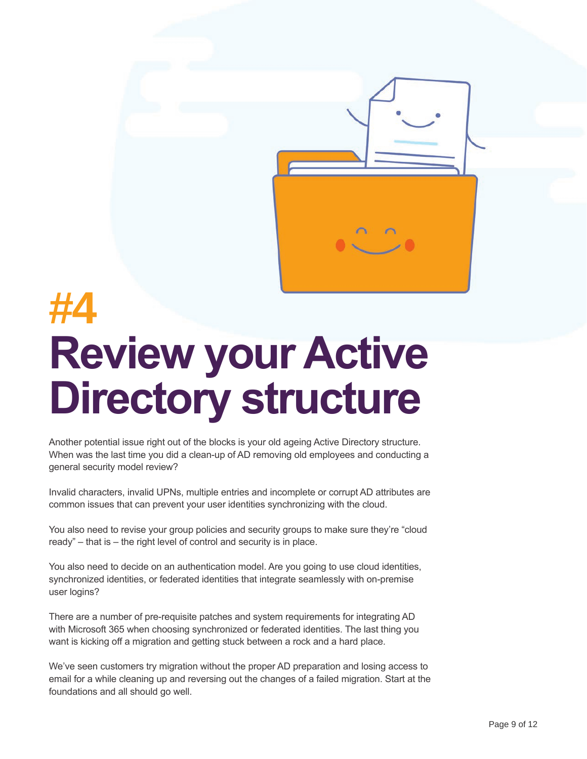# #4 Review your Active Directory structure

Another potential issue right out of the blocks is your old ageing Active Directory structure. When was the last time you did a clean-up of AD removing old employees and conducting a general security model review?

Invalid characters, invalid UPNs, multiple entries and incomplete or corrupt AD attributes are common issues that can prevent your user identities synchronizing with the cloud.

You also need to revise your group policies and security groups to make sure they're "cloud ready" – that is – the right level of control and security is in place.

You also need to decide on an authentication model. Are you going to use cloud identities, synchronized identities, or federated identities that integrate seamlessly with on-premise user logins?

There are a number of pre-requisite patches and system requirements for integrating AD with Microsoft 365 when choosing synchronized or federated identities. The last thing you want is kicking off a migration and getting stuck between a rock and a hard place.

We've seen customers try migration without the proper AD preparation and losing access to email for a while cleaning up and reversing out the changes of a failed migration. Start at the foundations and all should go well.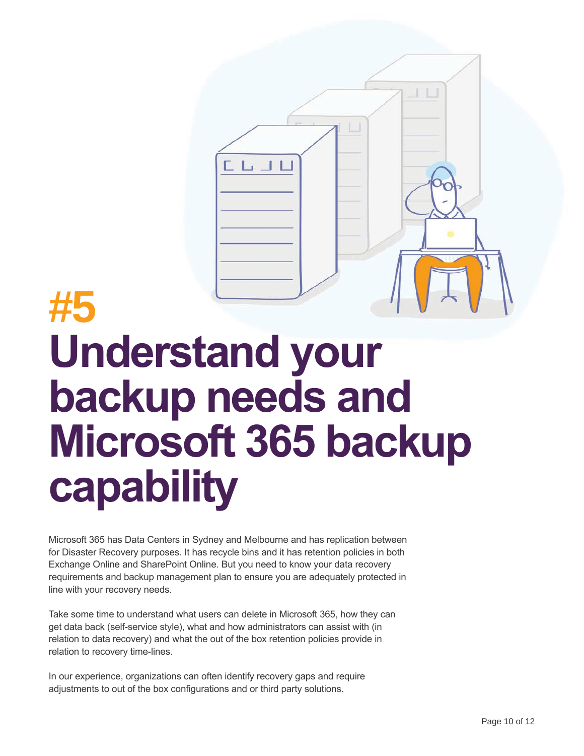# #5 Understand your backup needs and Microsoft 365 backup capability

Microsoft 365 has Data Centers in Sydney and Melbourne and has replication between for Disaster Recovery purposes. It has recycle bins and it has retention policies in both Exchange Online and SharePoint Online. But you need to know your data recovery requirements and backup management plan to ensure you are adequately protected in line with your recovery needs.

Take some time to understand what users can delete in Microsoft 365, how they can get data back (self-service style), what and how administrators can assist with (in relation to data recovery) and what the out of the box retention policies provide in relation to recovery time-lines.

In our experience, organizations can often identify recovery gaps and require adjustments to out of the box configurations and or third party solutions.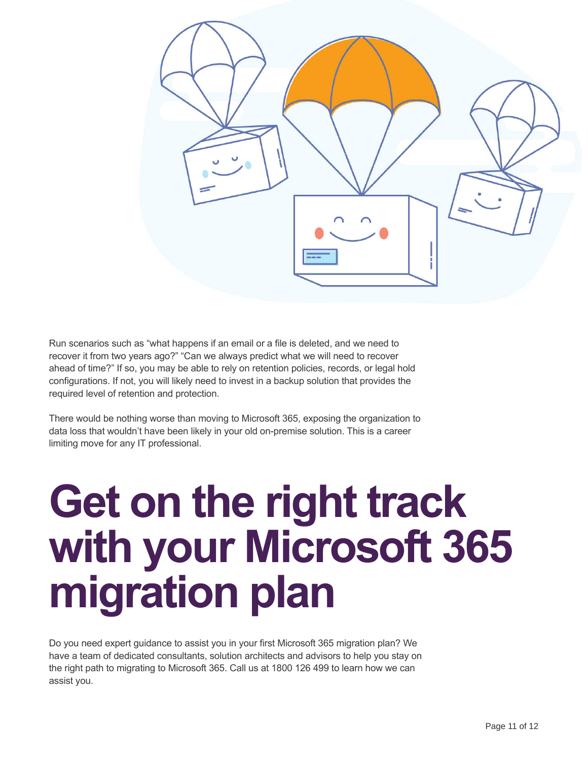Run scenarios such as “what happens if an email or a file is deleted, and we need to recover it from two years ago?” “Can we always predict what we will need to recover ahead of time?” If so, you may be able to rely on retention policies, records, or legal hold configurations. If not, you will likely need to invest in a backup solution that provides the required level of retention and protection.

There would be nothing worse than moving to Microsoft 365, exposing the organization to data loss that wouldn’t have been likely in your old on-premise solution. This is a career limiting move for any IT professional.

# Get on the right track with your Microsoft 365 migration plan

Do you need expert guidance to assist you in your first Microsoft 365 migration plan? We have a team of dedicated consultants, solution architects and advisors to help you stay on the right path to migrating to Microsoft 365. Call us at 1800 126 499 to learn how we can assist you.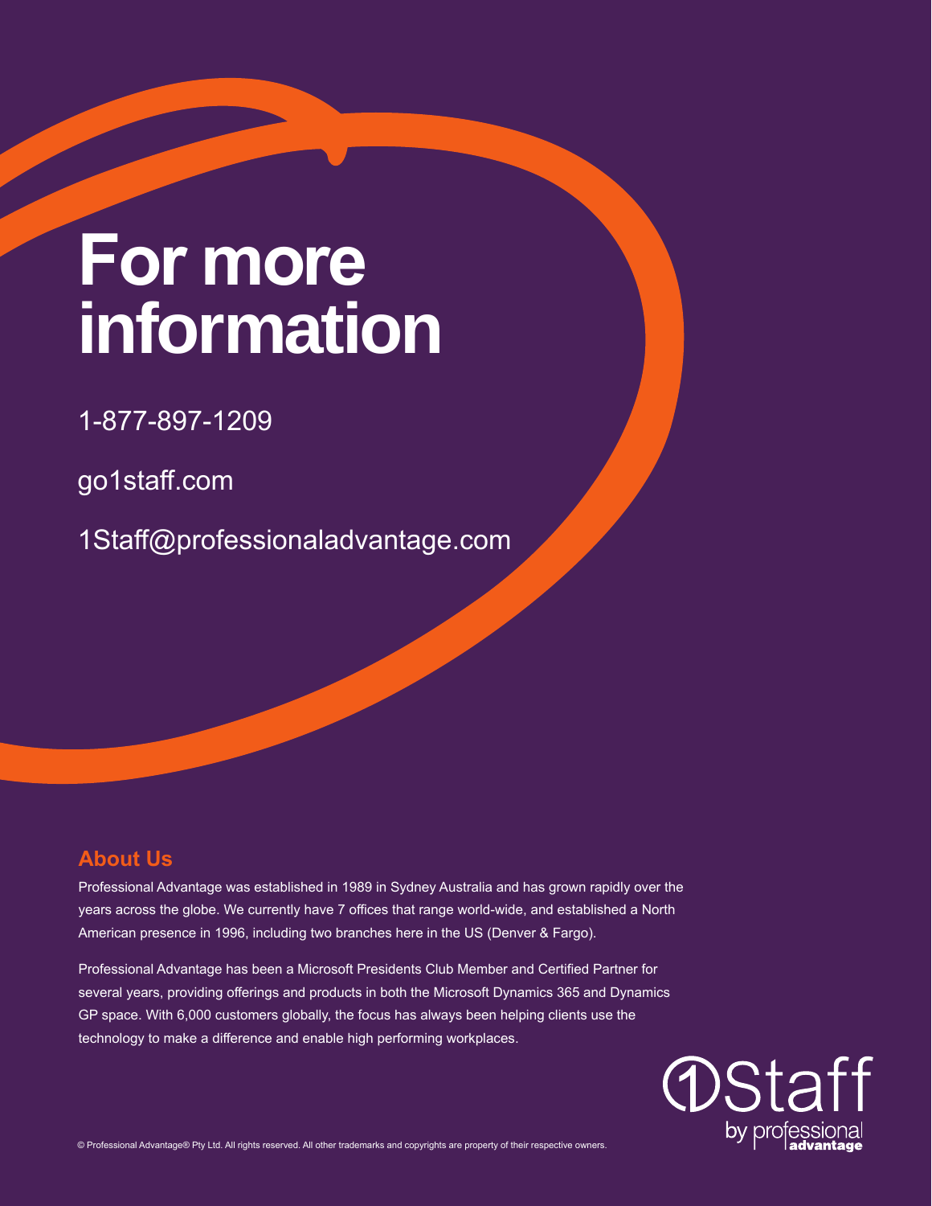# For more information

1-877-897-1209

go1staff.com

1Staff@professionaladvantage.com

## About Us

Professional Advantage was established in 1989 in Sydney Australia and has grown rapidly over the years across the globe. We currently have 7 offices that range world-wide, and established a North American presence in 1996, including two branches here in the US (Denver & Fargo).

Professional Advantage has been a Microsoft Presidents Club Member and Certified Partner for several years, providing offerings and products in both the Microsoft Dynamics 365 and Dynamics GP space. With 6,000 customers globally, the focus has always been helping clients use the technology to make a difference and enable high performing workplaces.

1Staff by professional advantage

© Professional Advantage® Pty Ltd. All rights reserved. All other trademarks and copyrights are property of their respective owners.